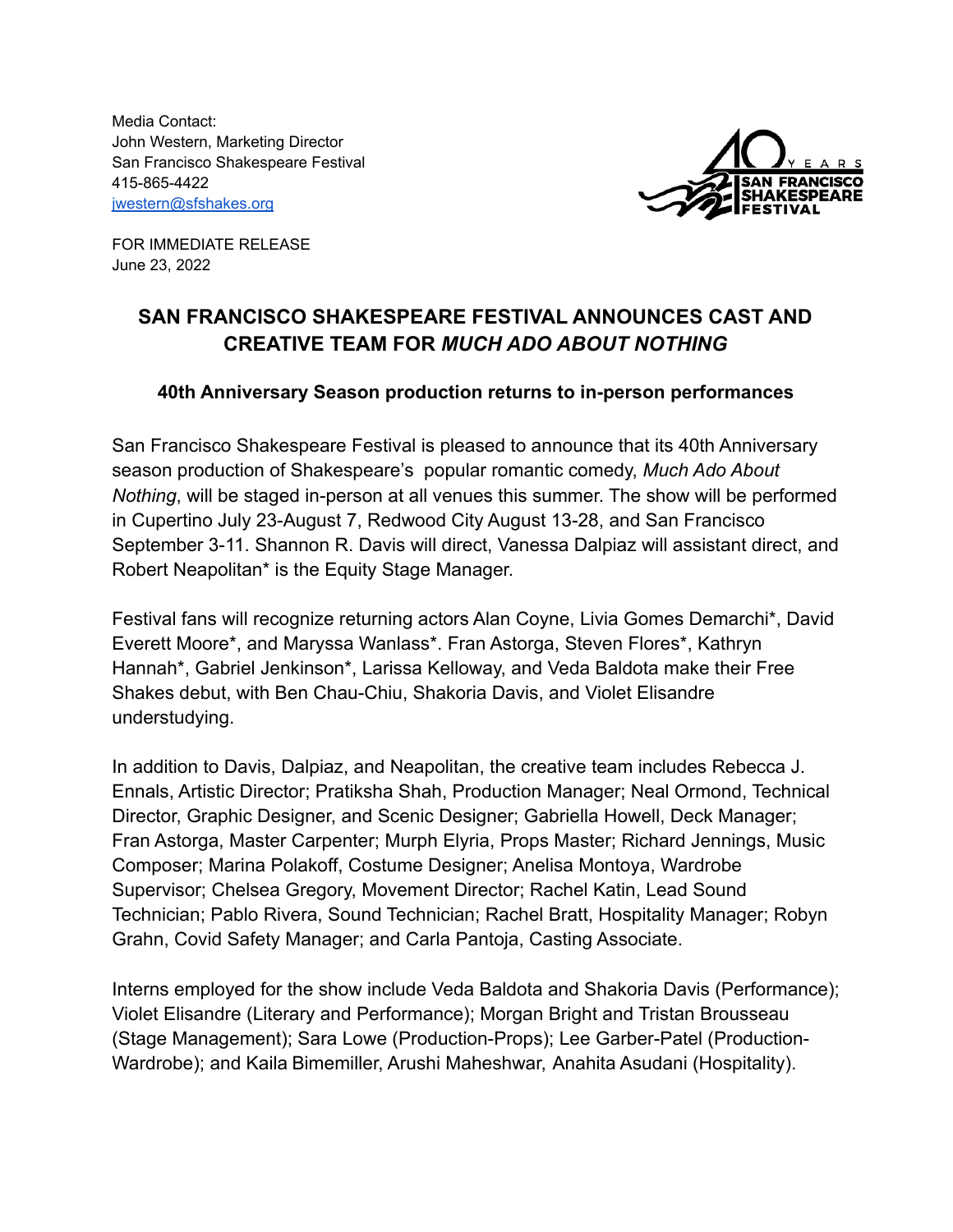Media Contact:
John Western, Marketing Director
San Francisco Shakespeare Festival
415-865-4422
jwestern@sfshakes.org

FOR IMMEDIATE RELEASE
June 23, 2022

## SAN FRANCISCO SHAKESPEARE FESTIVAL ANNOUNCES CAST AND CREATIVE TEAM FOR *MUCH ADO ABOUT NOTHING*

### 40th Anniversary Season production returns to in-person performances

San Francisco Shakespeare Festival is pleased to announce that its 40th Anniversary season production of Shakespeare's popular romantic comedy, *Much Ado About Nothing*, will be staged in-person at all venues this summer. The show will be performed in Cupertino July 23-August 7, Redwood City August 13-28, and San Francisco September 3-11. Shannon R. Davis will direct, Vanessa Dalpiaz will assistant direct, and Robert Neapolitan* is the Equity Stage Manager.

Festival fans will recognize returning actors Alan Coyne, Livia Gomes Demarchi*, David Everett Moore*, and Maryssa Wanlass*. Fran Astorga, Steven Flores*, Kathryn Hannah*, Gabriel Jenkinson*, Larissa Kelloway, and Veda Baldota make their Free Shakes debut, with Ben Chau-Chiu, Shakoria Davis, and Violet Elisandre understudying.

In addition to Davis, Dalpiaz, and Neapolitan, the creative team includes Rebecca J. Ennals, Artistic Director; Pratiksha Shah, Production Manager; Neal Ormond, Technical Director, Graphic Designer, and Scenic Designer; Gabriella Howell, Deck Manager; Fran Astorga, Master Carpenter; Murph Elyria, Props Master; Richard Jennings, Music Composer; Marina Polakoff, Costume Designer; Anelisa Montoya, Wardrobe Supervisor; Chelsea Gregory, Movement Director; Rachel Katin, Lead Sound Technician; Pablo Rivera, Sound Technician; Rachel Bratt, Hospitality Manager; Robyn Grahn, Covid Safety Manager; and Carla Pantoja, Casting Associate.

Interns employed for the show include Veda Baldota and Shakoria Davis (Performance); Violet Elisandre (Literary and Performance); Morgan Bright and Tristan Brousseau (Stage Management); Sara Lowe (Production-Props); Lee Garber-Patel (Production-Wardrobe); and Kaila Bimemiller, Arushi Maheshwar, Anahita Asudani (Hospitality).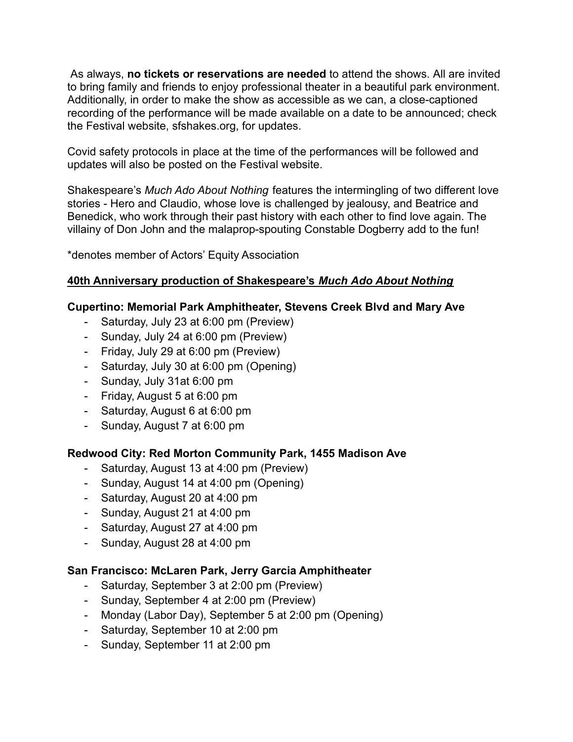As always, **no tickets or reservations are needed** to attend the shows. All are invited to bring family and friends to enjoy professional theater in a beautiful park environment. Additionally, in order to make the show as accessible as we can, a close-captioned recording of the performance will be made available on a date to be announced; check the Festival website, sfshakes.org, for updates.

Covid safety protocols in place at the time of the performances will be followed and updates will also be posted on the Festival website.

Shakespeare's *Much Ado About Nothing* features the intermingling of two different love stories - Hero and Claudio, whose love is challenged by jealousy, and Beatrice and Benedick, who work through their past history with each other to find love again. The villainy of Don John and the malaprop-spouting Constable Dogberry add to the fun!

*denotes member of Actors' Equity Association

**40th Anniversary production of Shakespeare's *Much Ado About Nothing***

**Cupertino: Memorial Park Amphitheater, Stevens Creek Blvd and Mary Ave**

- Saturday, July 23 at 6:00 pm (Preview)
- Sunday, July 24 at 6:00 pm (Preview)
- Friday, July 29 at 6:00 pm (Preview)
- Saturday, July 30 at 6:00 pm (Opening)
- Sunday, July 31at 6:00 pm
- Friday, August 5 at 6:00 pm
- Saturday, August 6 at 6:00 pm
- Sunday, August 7 at 6:00 pm

**Redwood City: Red Morton Community Park, 1455 Madison Ave**

- Saturday, August 13 at 4:00 pm (Preview)
- Sunday, August 14 at 4:00 pm (Opening)
- Saturday, August 20 at 4:00 pm
- Sunday, August 21 at 4:00 pm
- Saturday, August 27 at 4:00 pm
- Sunday, August 28 at 4:00 pm

**San Francisco: McLaren Park, Jerry Garcia Amphitheater**

- Saturday, September 3 at 2:00 pm (Preview)
- Sunday, September 4 at 2:00 pm (Preview)
- Monday (Labor Day), September 5 at 2:00 pm (Opening)
- Saturday, September 10 at 2:00 pm
- Sunday, September 11 at 2:00 pm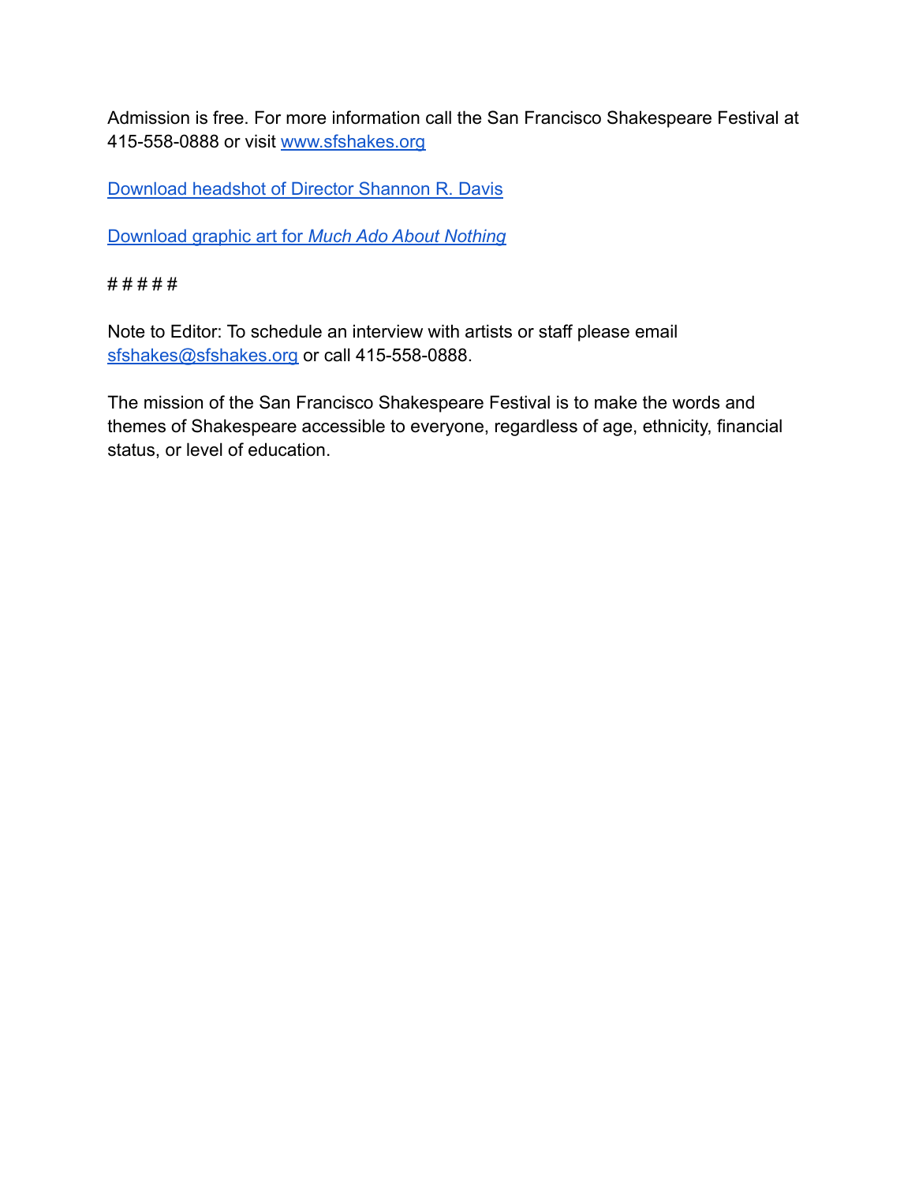Admission is free. For more information call the San Francisco Shakespeare Festival at 415-558-0888 or visit [www.sfshakes.org](http://www.sfshakes.org)

[Download headshot of Director Shannon R. Davis]()

[Download graphic art for *Much Ado About Nothing*]()

# # # # #

Note to Editor: To schedule an interview with artists or staff please email [sfshakes@sfshakes.org](mailto:sfshakes@sfshakes.org) or call 415-558-0888.

The mission of the San Francisco Shakespeare Festival is to make the words and themes of Shakespeare accessible to everyone, regardless of age, ethnicity, financial status, or level of education.